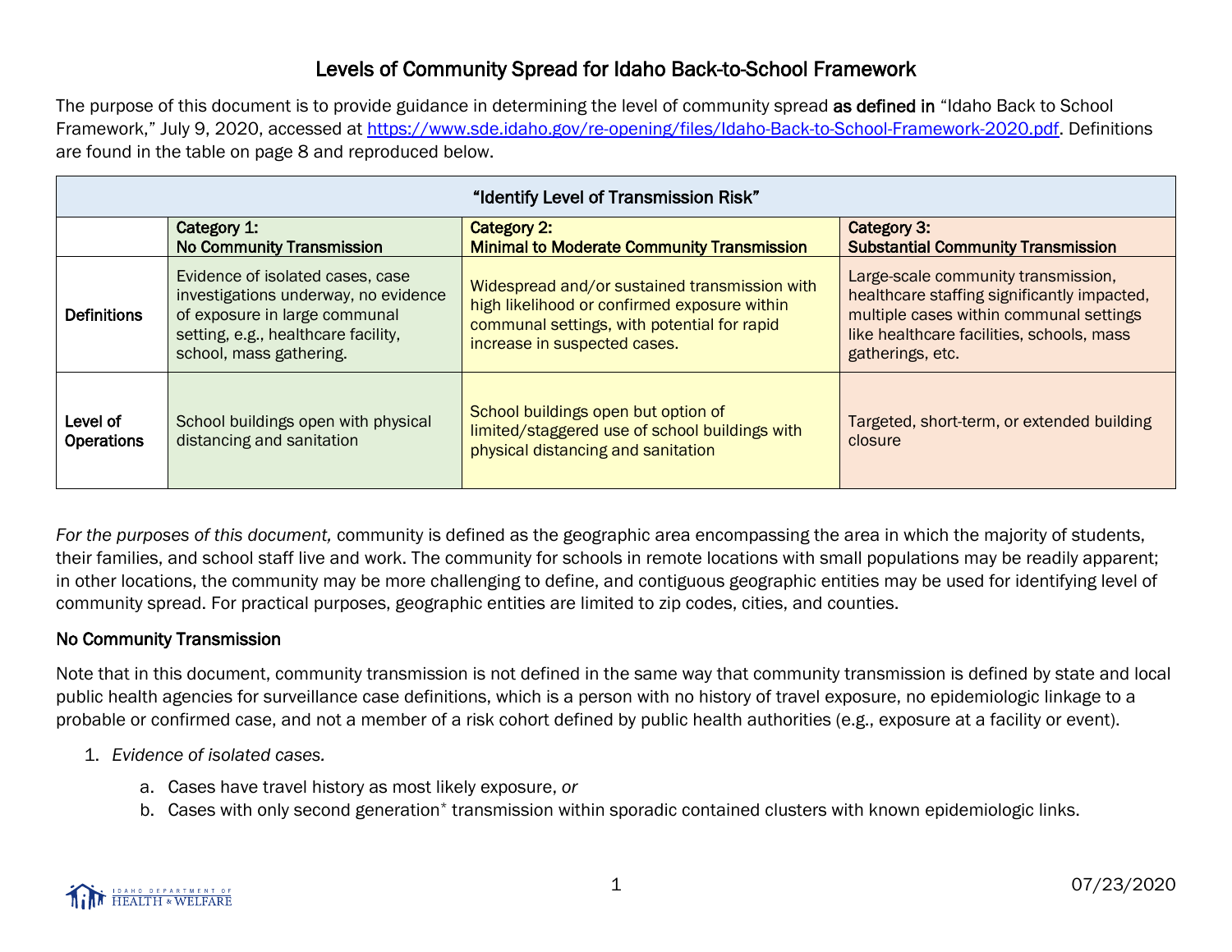# Levels of Community Spread for Idaho Back-to-School Framework

The purpose of this document is to provide guidance in determining the level of community spread **as defined in** "Idaho Back to School Framework," July 9, 2020, accessed at [https://www.sde.idaho.gov/re-opening/files/Idaho-Back-to-School-Framework-2020.pdf](https://www.sde.idaho.gov/re-opening/files/Idaho-Back-to-School-Framework-2020.pdf). Definitions are found in the table on page 8 and reproduced below.

| "Identify Level of Transmission Risk" | | | |
|---|---|---|---|
| | **Category 1:** **No Community Transmission** | **Category 2:** **Minimal to Moderate Community Transmission** | **Category 3:** **Substantial Community Transmission** |
| **Definitions** | Evidence of isolated cases, case investigations underway, no evidence of exposure in large communal setting, e.g., healthcare facility, school, mass gathering. | Widespread and/or sustained transmission with high likelihood or confirmed exposure within communal settings, with potential for rapid increase in suspected cases. | Large-scale community transmission, healthcare staffing significantly impacted, multiple cases within communal settings like healthcare facilities, schools, mass gatherings, etc. |
| **Level of Operations** | School buildings open with physical distancing and sanitation | School buildings open but option of limited/staggered use of school buildings with physical distancing and sanitation | Targeted, short-term, or extended building closure |

*For the purposes of this document,* community is defined as the geographic area encompassing the area in which the majority of students, their families, and school staff live and work. The community for schools in remote locations with small populations may be readily apparent; in other locations, the community may be more challenging to define, and contiguous geographic entities may be used for identifying level of community spread. For practical purposes, geographic entities are limited to zip codes, cities, and counties.

## No Community Transmission

Note that in this document, community transmission is not defined in the same way that community transmission is defined by state and local public health agencies for surveillance case definitions, which is a person with no history of travel exposure, no epidemiologic linkage to a probable or confirmed case, and not a member of a risk cohort defined by public health authorities (e.g., exposure at a facility or event).

1. *Evidence of isolated cases.*
   a. Cases have travel history as most likely exposure, *or*
   b. Cases with only second generation* transmission within sporadic contained clusters with known epidemiologic links.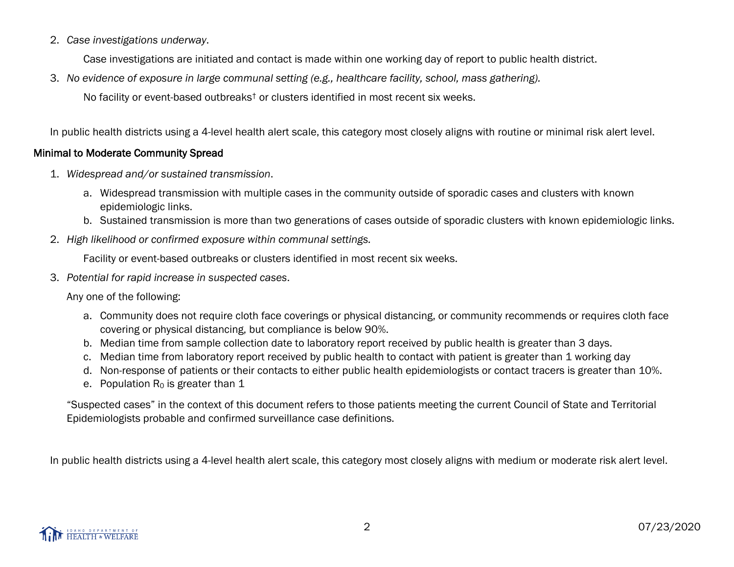2. *Case investigations underway*.

   Case investigations are initiated and contact is made within one working day of report to public health district.

3. *No evidence of exposure in large communal setting (e.g., healthcare facility, school, mass gathering).*

   No facility or event-based outbreaks† or clusters identified in most recent six weeks.

In public health districts using a 4-level health alert scale, this category most closely aligns with routine or minimal risk alert level.

## Minimal to Moderate Community Spread

1. *Widespread and/or sustained transmission*.
   a. Widespread transmission with multiple cases in the community outside of sporadic cases and clusters with known epidemiologic links.
   b. Sustained transmission is more than two generations of cases outside of sporadic clusters with known epidemiologic links.

2. *High likelihood or confirmed exposure within communal settings.*

   Facility or event-based outbreaks or clusters identified in most recent six weeks.

3. *Potential for rapid increase in suspected cases*.

   Any one of the following:

   a. Community does not require cloth face coverings or physical distancing, or community recommends or requires cloth face covering or physical distancing, but compliance is below 90%.
   b. Median time from sample collection date to laboratory report received by public health is greater than 3 days.
   c. Median time from laboratory report received by public health to contact with patient is greater than 1 working day
   d. Non-response of patients or their contacts to either public health epidemiologists or contact tracers is greater than 10%.
   e. Population $R_0$ is greater than 1

   "Suspected cases" in the context of this document refers to those patients meeting the current Council of State and Territorial Epidemiologists probable and confirmed surveillance case definitions.

In public health districts using a 4-level health alert scale, this category most closely aligns with medium or moderate risk alert level.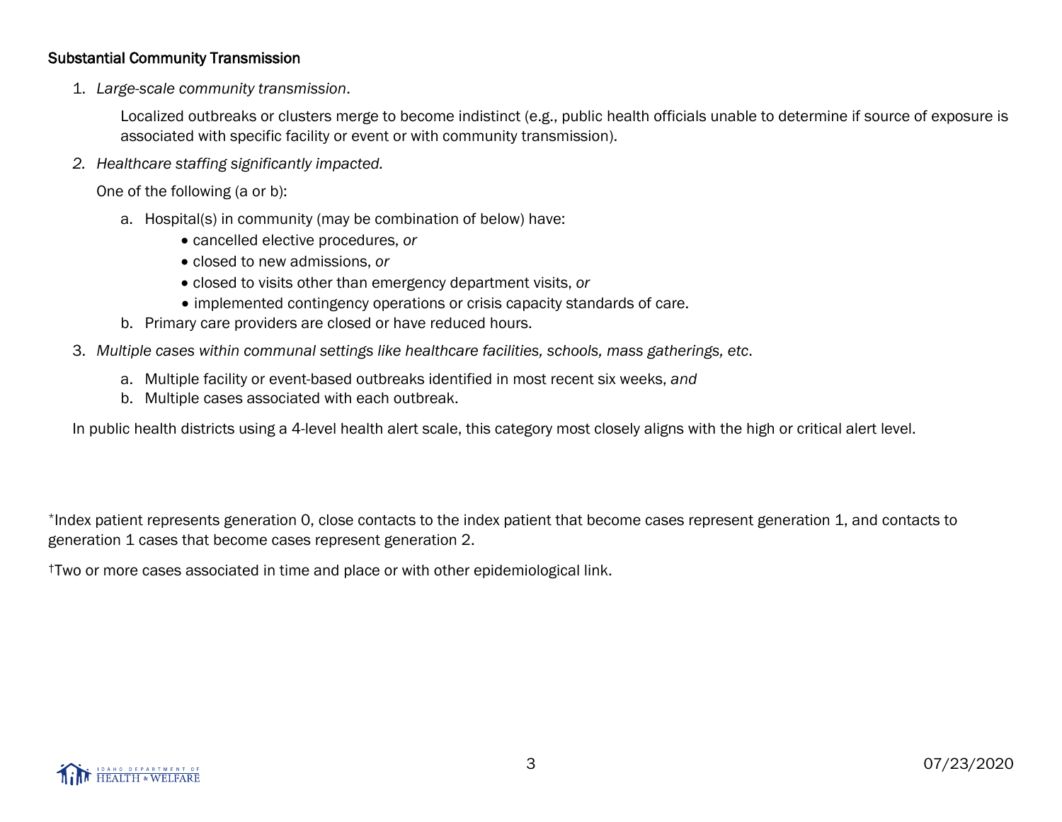#### Substantial Community Transmission

1. *Large-scale community transmission*.

   Localized outbreaks or clusters merge to become indistinct (e.g., public health officials unable to determine if source of exposure is associated with specific facility or event or with community transmission).

2. *Healthcare staffing significantly impacted.*

   One of the following (a or b):

   a. Hospital(s) in community (may be combination of below) have:
      - cancelled elective procedures, *or*
      - closed to new admissions, *or*
      - closed to visits other than emergency department visits, *or*
      - implemented contingency operations or crisis capacity standards of care.

   b. Primary care providers are closed or have reduced hours.

3. *Multiple cases within communal settings like healthcare facilities, schools, mass gatherings, etc*.

   a. Multiple facility or event-based outbreaks identified in most recent six weeks, *and*

   b. Multiple cases associated with each outbreak.

In public health districts using a 4-level health alert scale, this category most closely aligns with the high or critical alert level.

[*]Index patient represents generation 0, close contacts to the index patient that become cases represent generation 1, and contacts to generation 1 cases that become cases represent generation 2.

[†]Two or more cases associated in time and place or with other epidemiological link.